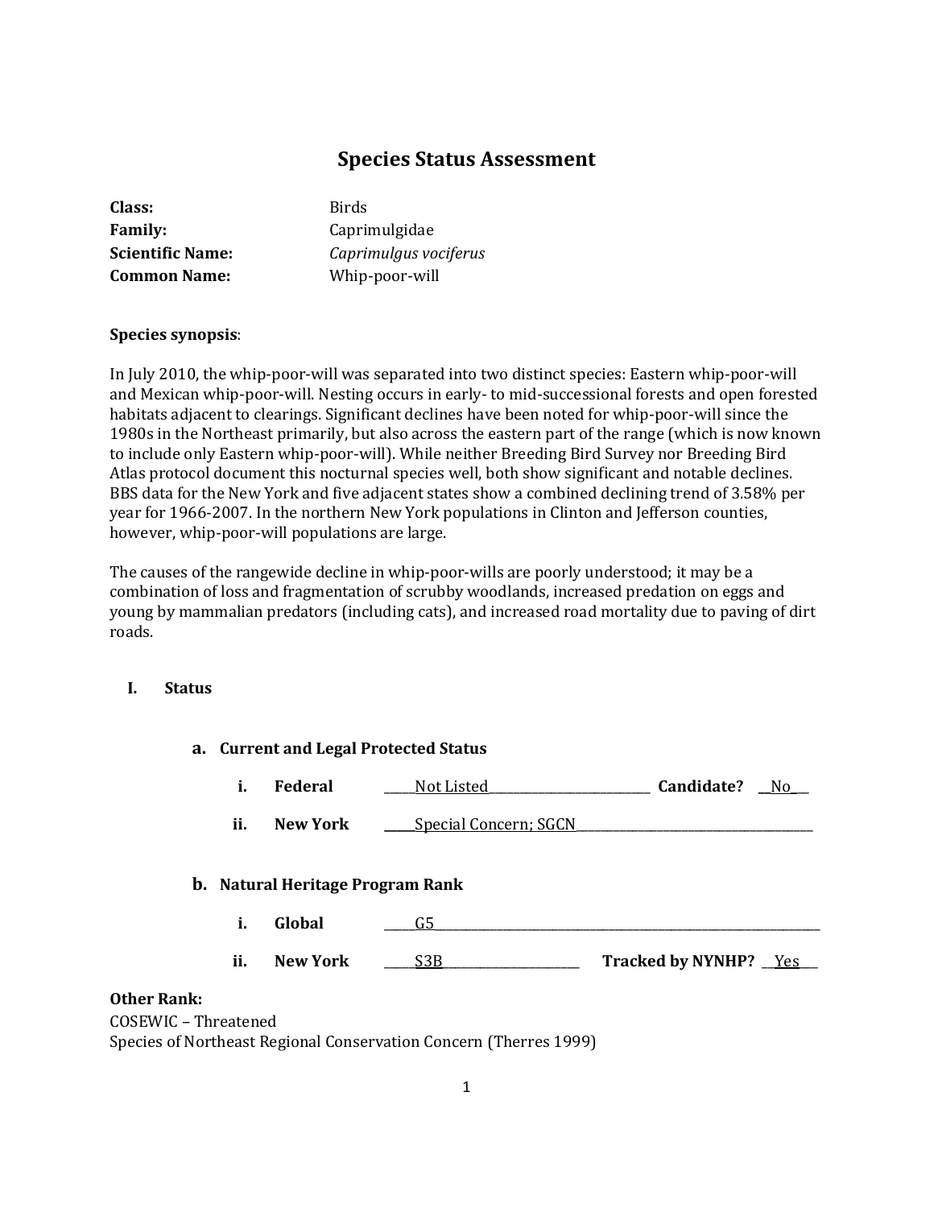# Species Status Assessment

**Class:** Birds
**Family:** Caprimulgidae
**Scientific Name:** *Caprimulgus vociferus*
**Common Name:** Whip-poor-will

**Species synopsis**:

In July 2010, the whip-poor-will was separated into two distinct species: Eastern whip-poor-will and Mexican whip-poor-will. Nesting occurs in early- to mid-successional forests and open forested habitats adjacent to clearings. Significant declines have been noted for whip-poor-will since the 1980s in the Northeast primarily, but also across the eastern part of the range (which is now known to include only Eastern whip-poor-will). While neither Breeding Bird Survey nor Breeding Bird Atlas protocol document this nocturnal species well, both show significant and notable declines. BBS data for the New York and five adjacent states show a combined declining trend of 3.58% per year for 1966-2007. In the northern New York populations in Clinton and Jefferson counties, however, whip-poor-will populations are large.

The causes of the rangewide decline in whip-poor-wills are poorly understood; it may be a combination of loss and fragmentation of scrubby woodlands, increased predation on eggs and young by mammalian predators (including cats), and increased road mortality due to paving of dirt roads.

## I. Status

### a. Current and Legal Protected Status

i. **Federal** ____Not Listed____ **Candidate?** __No__

ii. **New York** ____Special Concern; SGCN____

### b. Natural Heritage Program Rank

i. **Global** ____G5____

ii. **New York** ____S3B____ **Tracked by NYNHP?** __Yes__

**Other Rank:**
COSEWIC – Threatened
Species of Northeast Regional Conservation Concern (Therres 1999)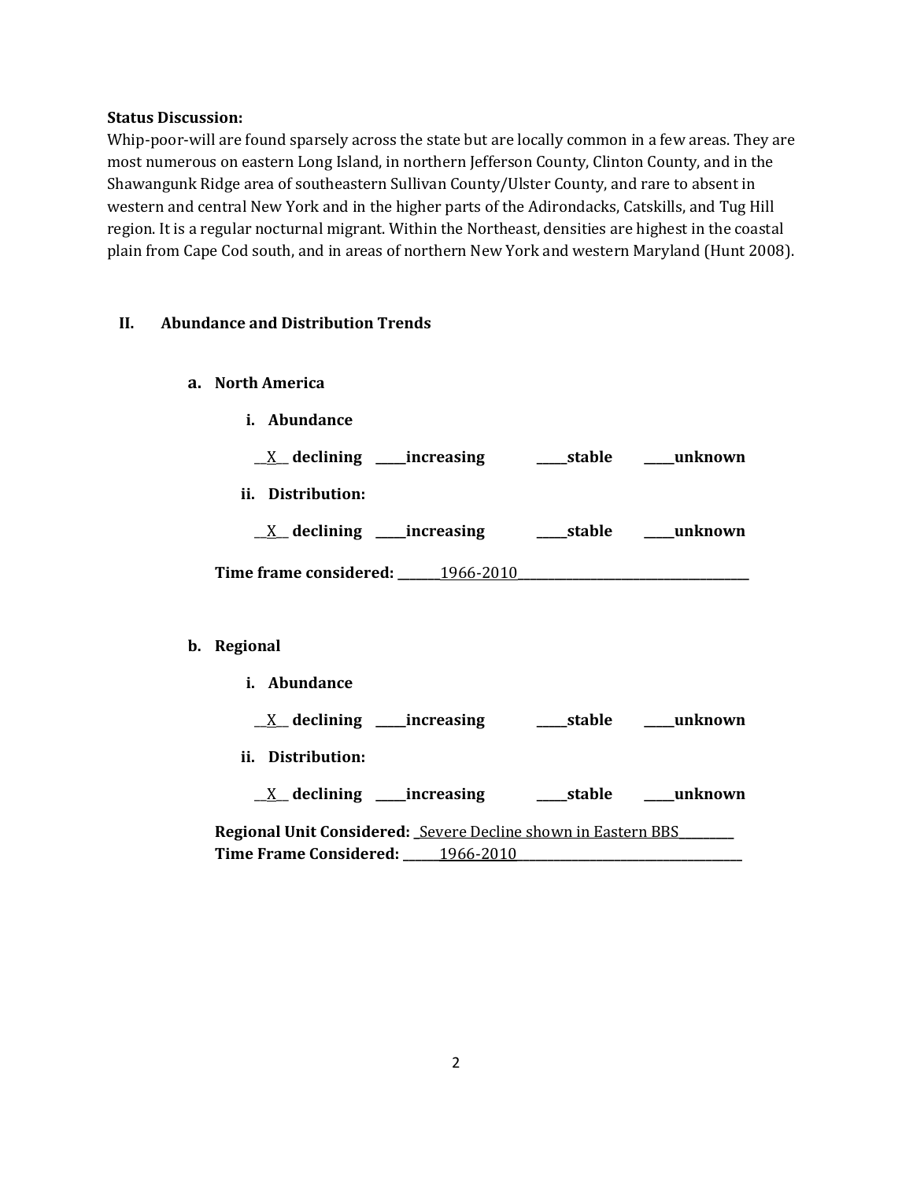**Status Discussion:**

Whip-poor-will are found sparsely across the state but are locally common in a few areas. They are most numerous on eastern Long Island, in northern Jefferson County, Clinton County, and in the Shawangunk Ridge area of southeastern Sullivan County/Ulster County, and rare to absent in western and central New York and in the higher parts of the Adirondacks, Catskills, and Tug Hill region. It is a regular nocturnal migrant. Within the Northeast, densities are highest in the coastal plain from Cape Cod south, and in areas of northern New York and western Maryland (Hunt 2008).

## II. Abundance and Distribution Trends

### a. North America

**i. Abundance**

__X__ **declining** _____**increasing** _____**stable** _____**unknown**

**ii. Distribution:**

__X__ **declining** _____**increasing** _____**stable** _____**unknown**

**Time frame considered:** _______1966-2010_______

### b. Regional

**i. Abundance**

__X__ **declining** _____**increasing** _____**stable** _____**unknown**

**ii. Distribution:**

__X__ **declining** _____**increasing** _____**stable** _____**unknown**

**Regional Unit Considered:** _Severe Decline shown in Eastern BBS_________

**Time Frame Considered:** ______1966-2010_______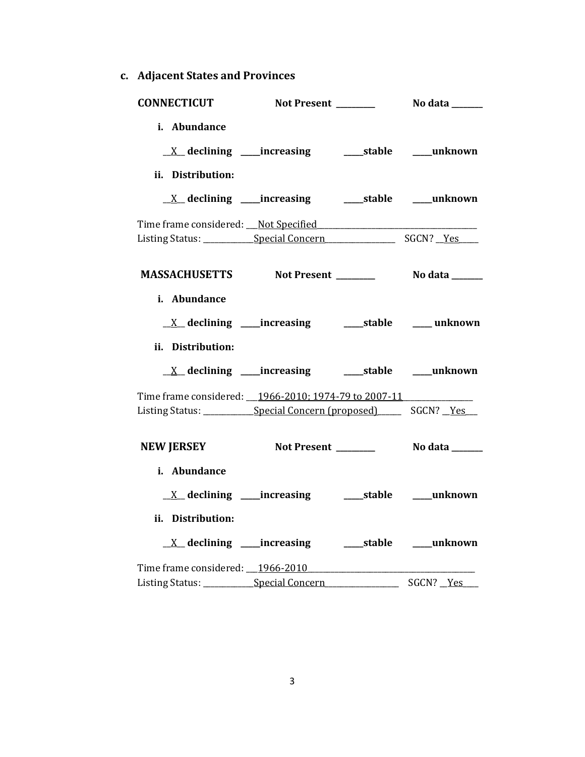### c. Adjacent States and Provinces

**CONNECTICUT** **Not Present** _________ **No data** _______

**i. Abundance**

__X__ **declining** ____**increasing** ____**stable** ____**unknown**

**ii. Distribution:**

__X__ **declining** ____**increasing** ____**stable** ____**unknown**

Time frame considered: ___Not Specified___________________________________
Listing Status: ____________Special Concern________________ SGCN? __Yes____

**MASSACHUSETTS** **Not Present** _________ **No data** _______

**i. Abundance**

__X__ **declining** ____**increasing** ____**stable** ____ **unknown**

**ii. Distribution:**

__X__ **declining** ____**increasing** ____**stable** ____**unknown**

Time frame considered: ___1966-2010; 1974-79 to 2007-11_______________
Listing Status: ____________Special Concern (proposed)_____ SGCN? __Yes___

**NEW JERSEY** **Not Present** _________ **No data** _______

**i. Abundance**

__X__ **declining** ____**increasing** ____**stable** ____**unknown**

**ii. Distribution:**

__X__ **declining** ____**increasing** ____**stable** ____**unknown**

Time frame considered: ___1966-2010_____________________________________
Listing Status: ____________Special Concern_________________ SGCN? __Yes___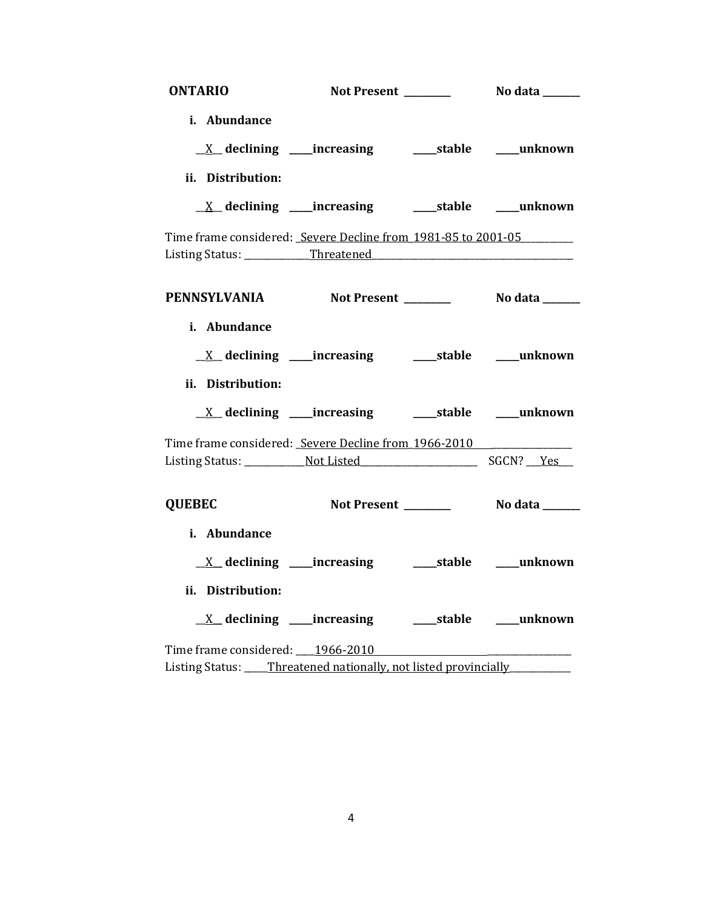**ONTARIO** **Not Present** ________ **No data** _______

**i. Abundance**

__X__ **declining** ____**increasing** ____**stable** ____**unknown**

**ii. Distribution:**

__X__ **declining** ____**increasing** ____**stable** ____**unknown**

Time frame considered: _Severe Decline from 1981-85 to 2001-05__________
Listing Status: _____________Threatened_______________________________________

**PENNSYLVANIA** **Not Present** ________ **No data** _______

**i. Abundance**

__X__ **declining** ____**increasing** ____**stable** ____**unknown**

**ii. Distribution:**

__X__ **declining** ____**increasing** ____**stable** ____**unknown**

Time frame considered: _Severe Decline from 1966-2010________________
Listing Status: ____________Not Listed________________________ SGCN? ___Yes___

**QUEBEC** **Not Present** ________ **No data** _______

**i. Abundance**

__X__ **declining** ____**increasing** ____**stable** ____**unknown**

**ii. Distribution:**

__X__ **declining** ____**increasing** ____**stable** ____**unknown**

Time frame considered: ____1966-2010__________________________________________
Listing Status: _____Threatened nationally, not listed provincially____________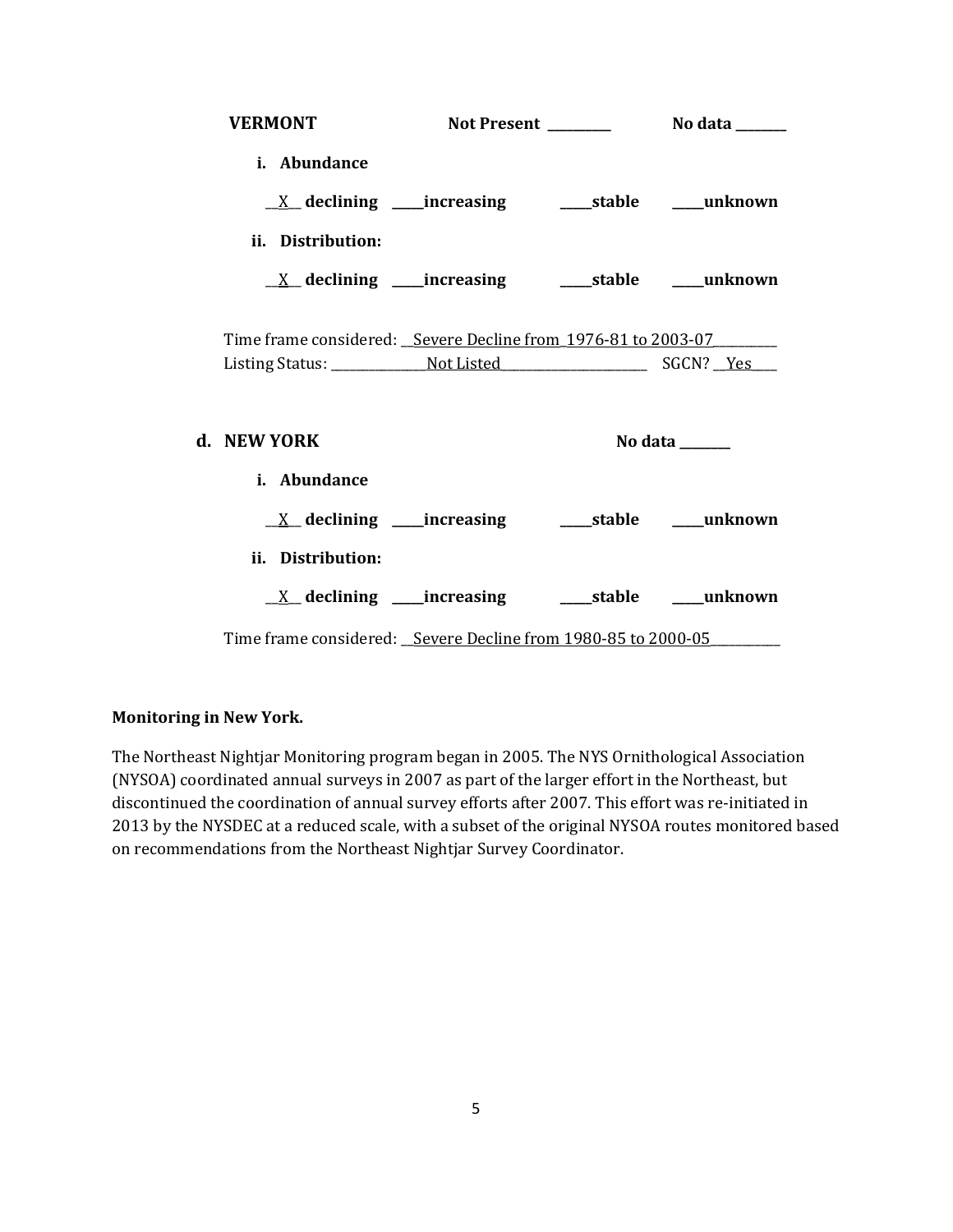**VERMONT** **Not Present** __________ **No data** ________

**i. Abundance**

\_\_X\_\_ **declining** \_\_\_\_\_**increasing** \_\_\_\_\_**stable** \_\_\_\_\_**unknown**

**ii. Distribution:**

\_\_X\_\_ **declining** \_\_\_\_\_**increasing** \_\_\_\_\_**stable** \_\_\_\_\_**unknown**

Time frame considered: __Severe Decline from_1976-81 to 2003-07__________
Listing Status: _______________Not Listed________________________ SGCN? __Yes____

**d. NEW YORK** **No data** ________

**i. Abundance**

\_\_X\_\_ **declining** \_\_\_\_\_**increasing** \_\_\_\_\_**stable** \_\_\_\_\_**unknown**

**ii. Distribution:**

\_\_X\_\_ **declining** \_\_\_\_\_**increasing** \_\_\_\_\_**stable** \_\_\_\_\_**unknown**

Time frame considered: __Severe Decline from 1980-85 to 2000-05___________

**Monitoring in New York.**

The Northeast Nightjar Monitoring program began in 2005. The NYS Ornithological Association (NYSOA) coordinated annual surveys in 2007 as part of the larger effort in the Northeast, but discontinued the coordination of annual survey efforts after 2007. This effort was re-initiated in 2013 by the NYSDEC at a reduced scale, with a subset of the original NYSOA routes monitored based on recommendations from the Northeast Nightjar Survey Coordinator.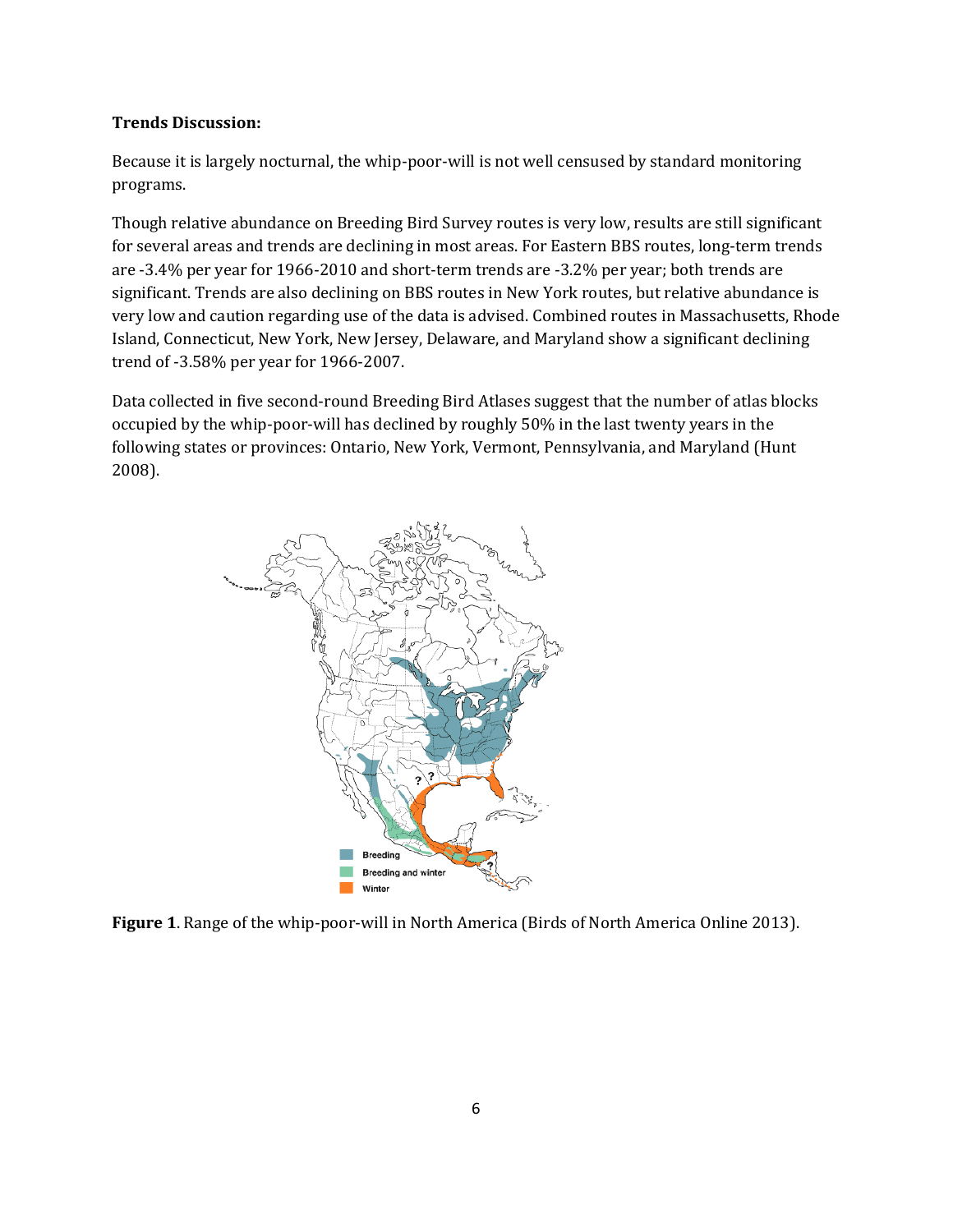**Trends Discussion:**

Because it is largely nocturnal, the whip-poor-will is not well censused by standard monitoring programs.

Though relative abundance on Breeding Bird Survey routes is very low, results are still significant for several areas and trends are declining in most areas. For Eastern BBS routes, long-term trends are -3.4% per year for 1966-2010 and short-term trends are -3.2% per year; both trends are significant. Trends are also declining on BBS routes in New York routes, but relative abundance is very low and caution regarding use of the data is advised. Combined routes in Massachusetts, Rhode Island, Connecticut, New York, New Jersey, Delaware, and Maryland show a significant declining trend of -3.58% per year for 1966-2007.

Data collected in five second-round Breeding Bird Atlases suggest that the number of atlas blocks occupied by the whip-poor-will has declined by roughly 50% in the last twenty years in the following states or provinces: Ontario, New York, Vermont, Pennsylvania, and Maryland (Hunt 2008).

**Figure 1**. Range of the whip-poor-will in North America (Birds of North America Online 2013).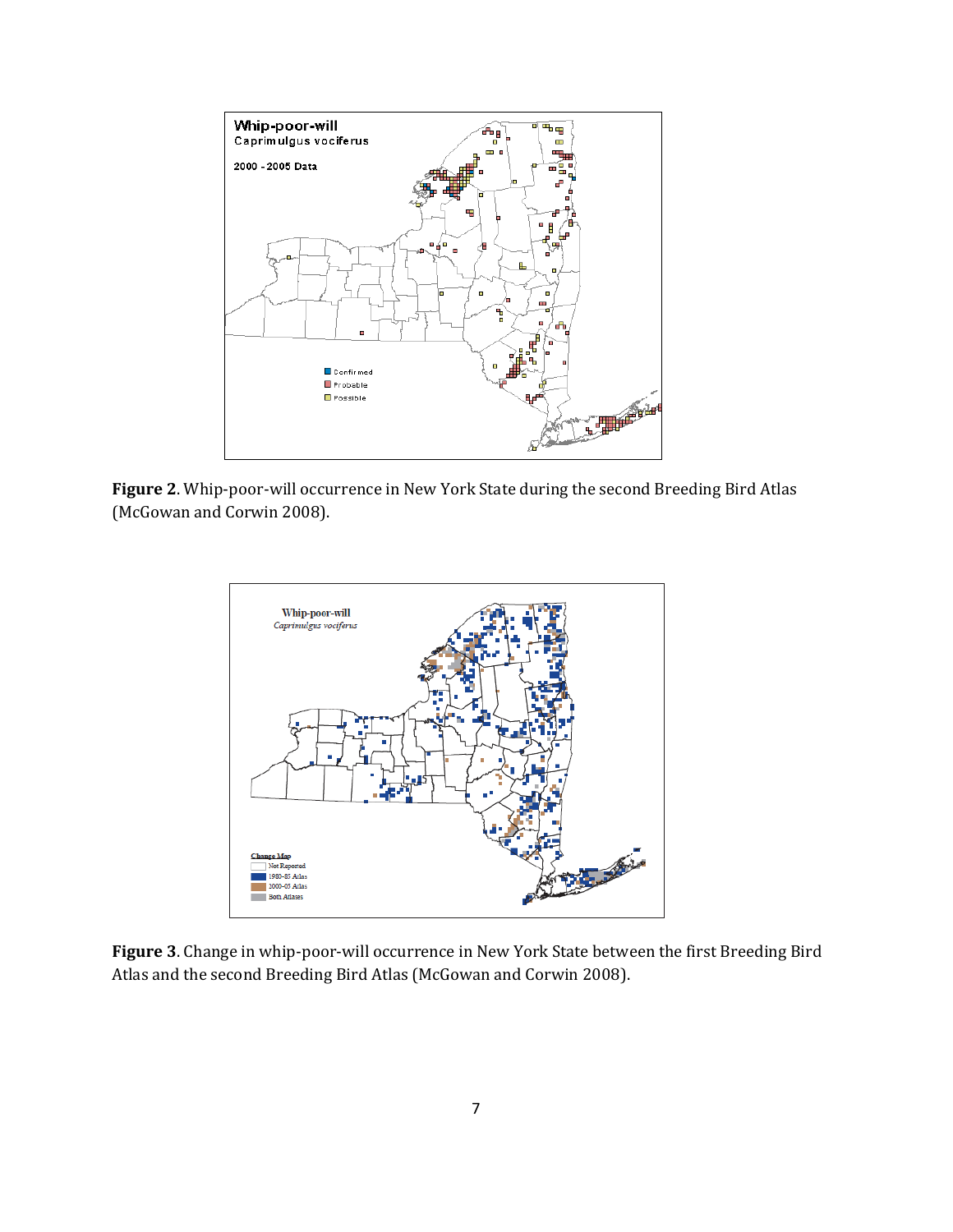**Figure 2**. Whip-poor-will occurrence in New York State during the second Breeding Bird Atlas (McGowan and Corwin 2008).

**Figure 3**. Change in whip-poor-will occurrence in New York State between the first Breeding Bird Atlas and the second Breeding Bird Atlas (McGowan and Corwin 2008).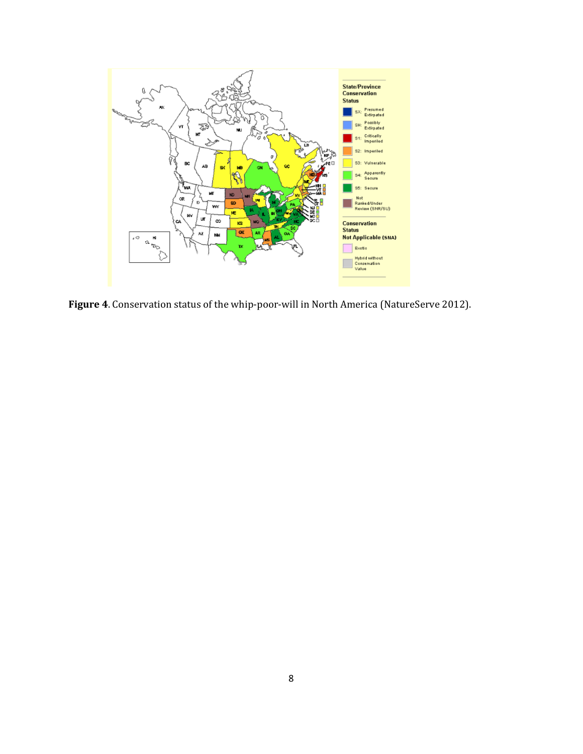**Figure 4**. Conservation status of the whip-poor-will in North America (NatureServe 2012).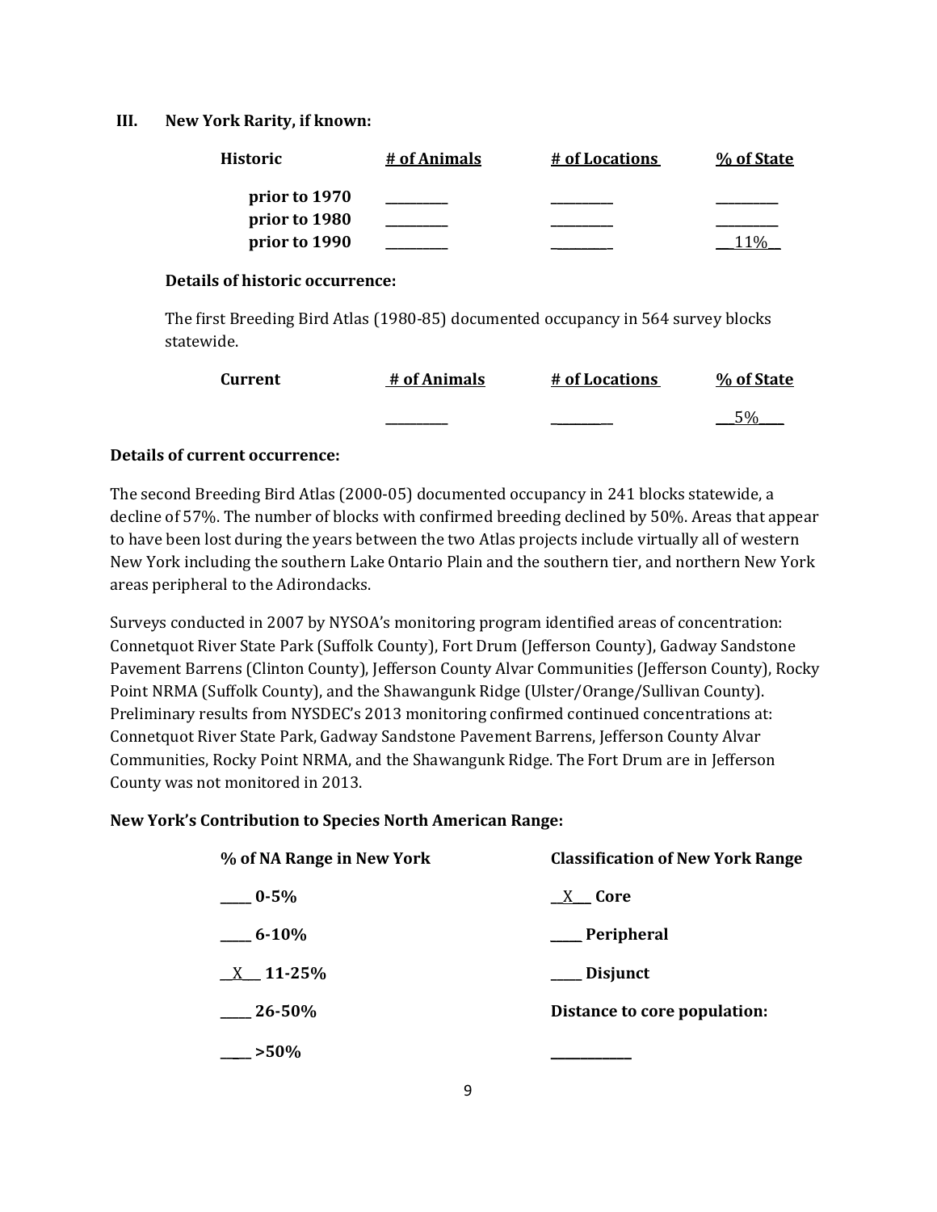## III. New York Rarity, if known:

| Historic | # of Animals | # of Locations | % of State |
|---|---|---|---|
| prior to 1970 | ________ | ________ | ________ |
| prior to 1980 | ________ | ________ | ________ |
| prior to 1990 | ________ | ________ | __11%__ |

**Details of historic occurrence:**

The first Breeding Bird Atlas (1980-85) documented occupancy in 564 survey blocks statewide.

| Current | # of Animals | # of Locations | % of State |
|---|---|---|---|
| | ________ | ________ | __5%___ |

**Details of current occurrence:**

The second Breeding Bird Atlas (2000-05) documented occupancy in 241 blocks statewide, a decline of 57%. The number of blocks with confirmed breeding declined by 50%. Areas that appear to have been lost during the years between the two Atlas projects include virtually all of western New York including the southern Lake Ontario Plain and the southern tier, and northern New York areas peripheral to the Adirondacks.

Surveys conducted in 2007 by NYSOA's monitoring program identified areas of concentration: Connetquot River State Park (Suffolk County), Fort Drum (Jefferson County), Gadway Sandstone Pavement Barrens (Clinton County), Jefferson County Alvar Communities (Jefferson County), Rocky Point NRMA (Suffolk County), and the Shawangunk Ridge (Ulster/Orange/Sullivan County). Preliminary results from NYSDEC's 2013 monitoring confirmed continued concentrations at: Connetquot River State Park, Gadway Sandstone Pavement Barrens, Jefferson County Alvar Communities, Rocky Point NRMA, and the Shawangunk Ridge. The Fort Drum are in Jefferson County was not monitored in 2013.

**New York's Contribution to Species North American Range:**

| % of NA Range in New York | Classification of New York Range |
|---|---|
| _____ 0-5% | __X___ Core |
| _____ 6-10% | _____ Peripheral |
| __X___ 11-25% | _____ Disjunct |
| _____ 26-50% | Distance to core population: |
| _____ >50% | ___________ |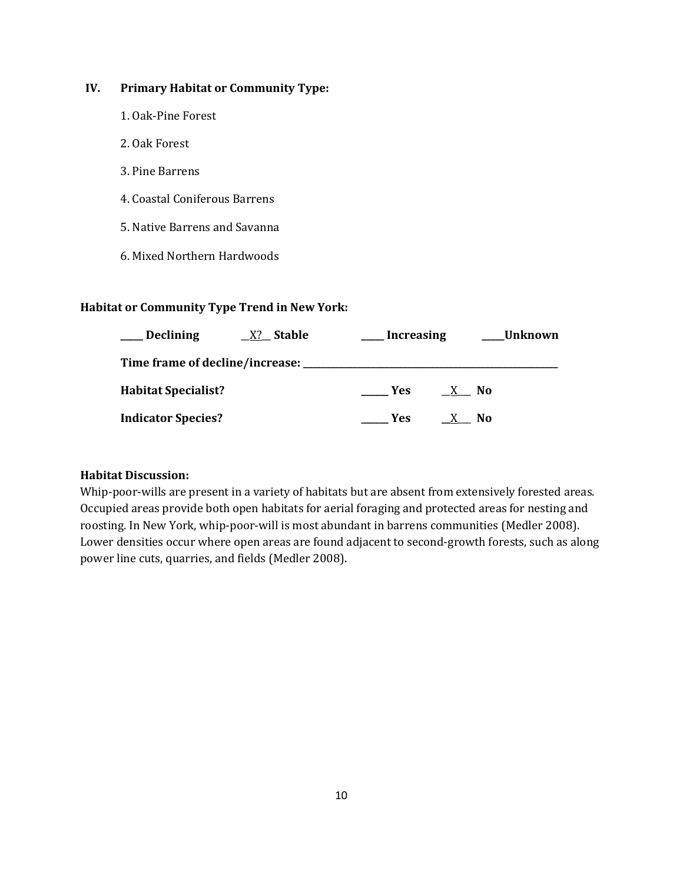## IV. Primary Habitat or Community Type:

1. Oak-Pine Forest
2. Oak Forest
3. Pine Barrens
4. Coastal Coniferous Barrens
5. Native Barrens and Savanna
6. Mixed Northern Hardwoods

**Habitat or Community Type Trend in New York:**

**____ Declining** __X?__ **Stable** ____ **Increasing** ____**Unknown**

**Time frame of decline/increase:** ______________________________

**Habitat Specialist?** _____ **Yes** __X__ **No**

**Indicator Species?** _____ **Yes** __X__ **No**

**Habitat Discussion:**

Whip-poor-wills are present in a variety of habitats but are absent from extensively forested areas. Occupied areas provide both open habitats for aerial foraging and protected areas for nesting and roosting. In New York, whip-poor-will is most abundant in barrens communities (Medler 2008). Lower densities occur where open areas are found adjacent to second-growth forests, such as along power line cuts, quarries, and fields (Medler 2008).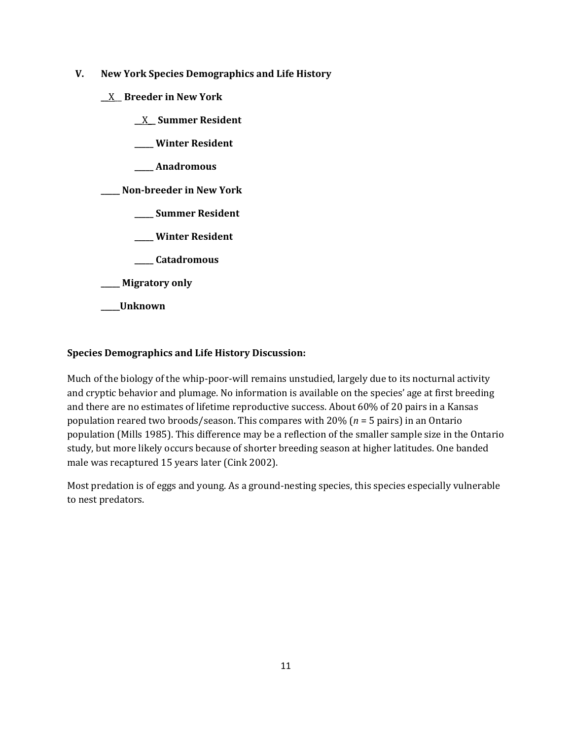## V. New York Species Demographics and Life History

__X__ **Breeder in New York**

- __X__ **Summer Resident**
- _____ **Winter Resident**
- _____ **Anadromous**

_____ **Non-breeder in New York**

- _____ **Summer Resident**
- _____ **Winter Resident**
- _____ **Catadromous**

_____ **Migratory only**

_____**Unknown**

**Species Demographics and Life History Discussion:**

Much of the biology of the whip-poor-will remains unstudied, largely due to its nocturnal activity and cryptic behavior and plumage. No information is available on the species' age at first breeding and there are no estimates of lifetime reproductive success. About 60% of 20 pairs in a Kansas population reared two broods/season. This compares with 20% ($n$ = 5 pairs) in an Ontario population (Mills 1985). This difference may be a reflection of the smaller sample size in the Ontario study, but more likely occurs because of shorter breeding season at higher latitudes. One banded male was recaptured 15 years later (Cink 2002).

Most predation is of eggs and young. As a ground-nesting species, this species especially vulnerable to nest predators.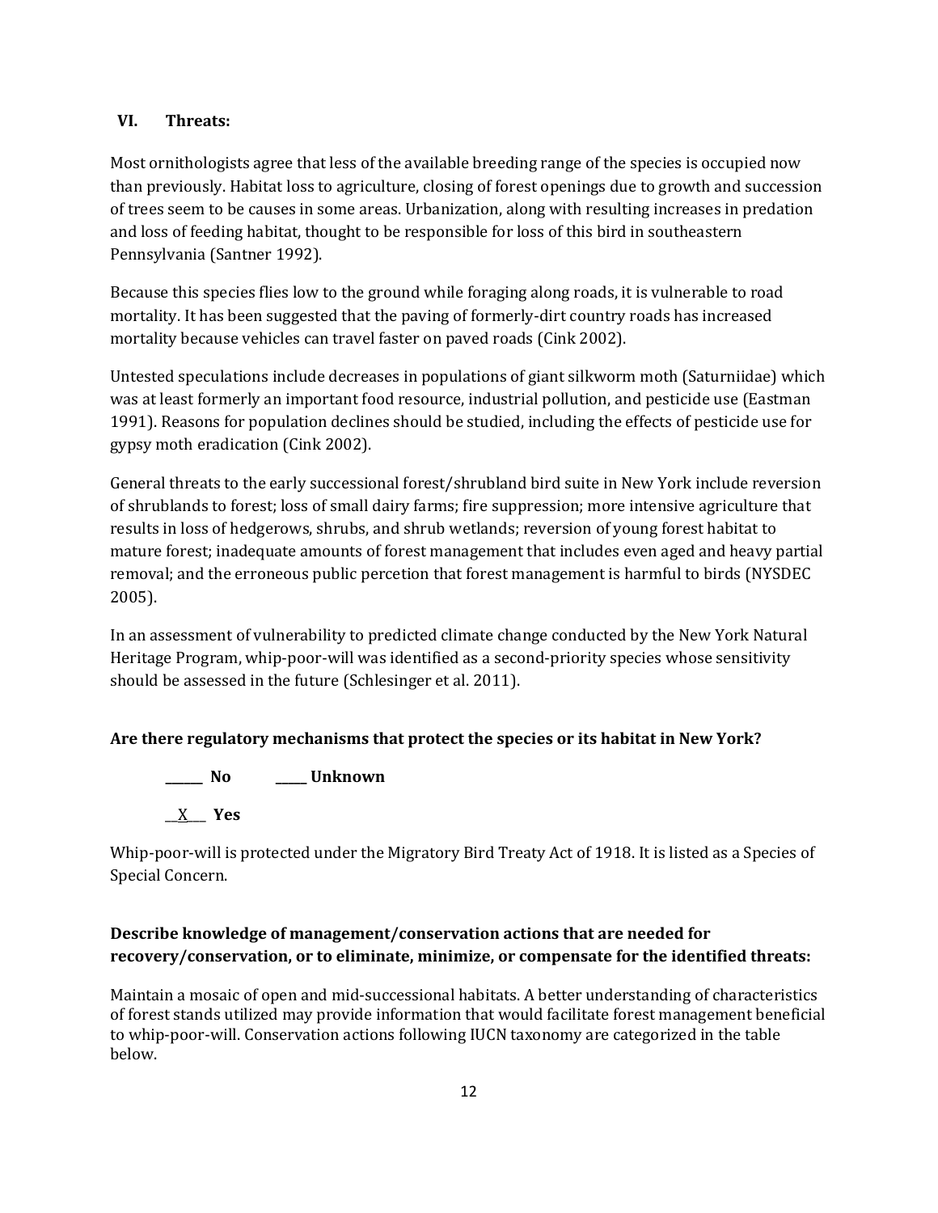## VI. Threats:

Most ornithologists agree that less of the available breeding range of the species is occupied now than previously. Habitat loss to agriculture, closing of forest openings due to growth and succession of trees seem to be causes in some areas. Urbanization, along with resulting increases in predation and loss of feeding habitat, thought to be responsible for loss of this bird in southeastern Pennsylvania (Santner 1992).

Because this species flies low to the ground while foraging along roads, it is vulnerable to road mortality. It has been suggested that the paving of formerly-dirt country roads has increased mortality because vehicles can travel faster on paved roads (Cink 2002).

Untested speculations include decreases in populations of giant silkworm moth (Saturniidae) which was at least formerly an important food resource, industrial pollution, and pesticide use (Eastman 1991). Reasons for population declines should be studied, including the effects of pesticide use for gypsy moth eradication (Cink 2002).

General threats to the early successional forest/shrubland bird suite in New York include reversion of shrublands to forest; loss of small dairy farms; fire suppression; more intensive agriculture that results in loss of hedgerows, shrubs, and shrub wetlands; reversion of young forest habitat to mature forest; inadequate amounts of forest management that includes even aged and heavy partial removal; and the erroneous public percetion that forest management is harmful to birds (NYSDEC 2005).

In an assessment of vulnerability to predicted climate change conducted by the New York Natural Heritage Program, whip-poor-will was identified as a second-priority species whose sensitivity should be assessed in the future (Schlesinger et al. 2011).

**Are there regulatory mechanisms that protect the species or its habitat in New York?**

**______ No** **_____ Unknown**

__X___ **Yes**

Whip-poor-will is protected under the Migratory Bird Treaty Act of 1918. It is listed as a Species of Special Concern.

**Describe knowledge of management/conservation actions that are needed for recovery/conservation, or to eliminate, minimize, or compensate for the identified threats:**

Maintain a mosaic of open and mid-successional habitats. A better understanding of characteristics of forest stands utilized may provide information that would facilitate forest management beneficial to whip-poor-will. Conservation actions following IUCN taxonomy are categorized in the table below.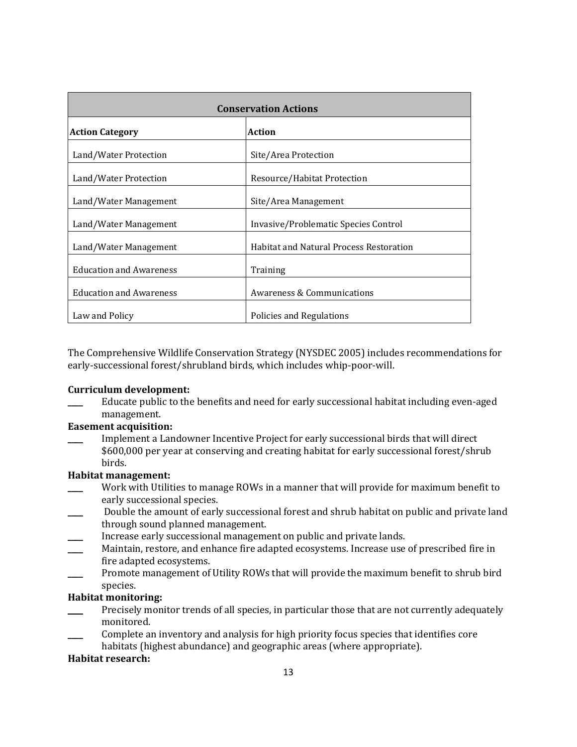| Conservation Actions | |
|---|---|
| **Action Category** | **Action** |
| Land/Water Protection | Site/Area Protection |
| Land/Water Protection | Resource/Habitat Protection |
| Land/Water Management | Site/Area Management |
| Land/Water Management | Invasive/Problematic Species Control |
| Land/Water Management | Habitat and Natural Process Restoration |
| Education and Awareness | Training |
| Education and Awareness | Awareness & Communications |
| Law and Policy | Policies and Regulations |

The Comprehensive Wildlife Conservation Strategy (NYSDEC 2005) includes recommendations for early-successional forest/shrubland birds, which includes whip-poor-will.

**Curriculum development:**

____ Educate public to the benefits and need for early successional habitat including even-aged management.

**Easement acquisition:**

____ Implement a Landowner Incentive Project for early successional birds that will direct $600,000 per year at conserving and creating habitat for early successional forest/shrub birds.

**Habitat management:**

____ Work with Utilities to manage ROWs in a manner that will provide for maximum benefit to early successional species.

____ Double the amount of early successional forest and shrub habitat on public and private land through sound planned management.

____ Increase early successional management on public and private lands.

____ Maintain, restore, and enhance fire adapted ecosystems. Increase use of prescribed fire in fire adapted ecosystems.

____ Promote management of Utility ROWs that will provide the maximum benefit to shrub bird species.

**Habitat monitoring:**

____ Precisely monitor trends of all species, in particular those that are not currently adequately monitored.

____ Complete an inventory and analysis for high priority focus species that identifies core habitats (highest abundance) and geographic areas (where appropriate).

**Habitat research:**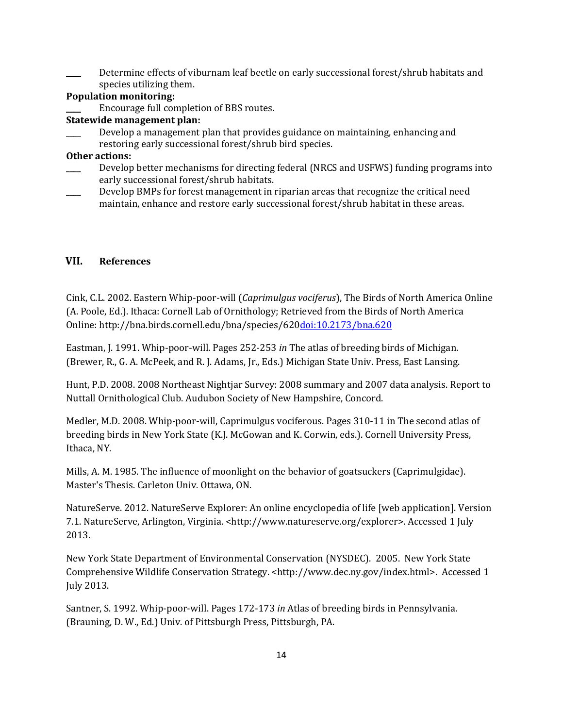____ Determine effects of viburnam leaf beetle on early successional forest/shrub habitats and species utilizing them.

**Population monitoring:**

____ Encourage full completion of BBS routes.

**Statewide management plan:**

____ Develop a management plan that provides guidance on maintaining, enhancing and restoring early successional forest/shrub bird species.

**Other actions:**

____ Develop better mechanisms for directing federal (NRCS and USFWS) funding programs into early successional forest/shrub habitats.

____ Develop BMPs for forest management in riparian areas that recognize the critical need maintain, enhance and restore early successional forest/shrub habitat in these areas.

## VII. References

Cink, C.L. 2002. Eastern Whip-poor-will (*Caprimulgus vociferus*), The Birds of North America Online (A. Poole, Ed.). Ithaca: Cornell Lab of Ornithology; Retrieved from the Birds of North America Online: http://bna.birds.cornell.edu/bna/species/620doi:10.2173/bna.620

Eastman, J. 1991. Whip-poor-will. Pages 252-253 *in* The atlas of breeding birds of Michigan. (Brewer, R., G. A. McPeek, and R. J. Adams, Jr., Eds.) Michigan State Univ. Press, East Lansing.

Hunt, P.D. 2008. 2008 Northeast Nightjar Survey: 2008 summary and 2007 data analysis. Report to Nuttall Ornithological Club. Audubon Society of New Hampshire, Concord.

Medler, M.D. 2008. Whip-poor-will, Caprimulgus vociferous. Pages 310-11 in The second atlas of breeding birds in New York State (K.J. McGowan and K. Corwin, eds.). Cornell University Press, Ithaca, NY.

Mills, A. M. 1985. The influence of moonlight on the behavior of goatsuckers (Caprimulgidae). Master's Thesis. Carleton Univ. Ottawa, ON.

NatureServe. 2012. NatureServe Explorer: An online encyclopedia of life [web application]. Version 7.1. NatureServe, Arlington, Virginia. <http://www.natureserve.org/explorer>. Accessed 1 July 2013.

New York State Department of Environmental Conservation (NYSDEC). 2005. New York State Comprehensive Wildlife Conservation Strategy. <http://www.dec.ny.gov/index.html>. Accessed 1 July 2013.

Santner, S. 1992. Whip-poor-will. Pages 172-173 *in* Atlas of breeding birds in Pennsylvania. (Brauning, D. W., Ed.) Univ. of Pittsburgh Press, Pittsburgh, PA.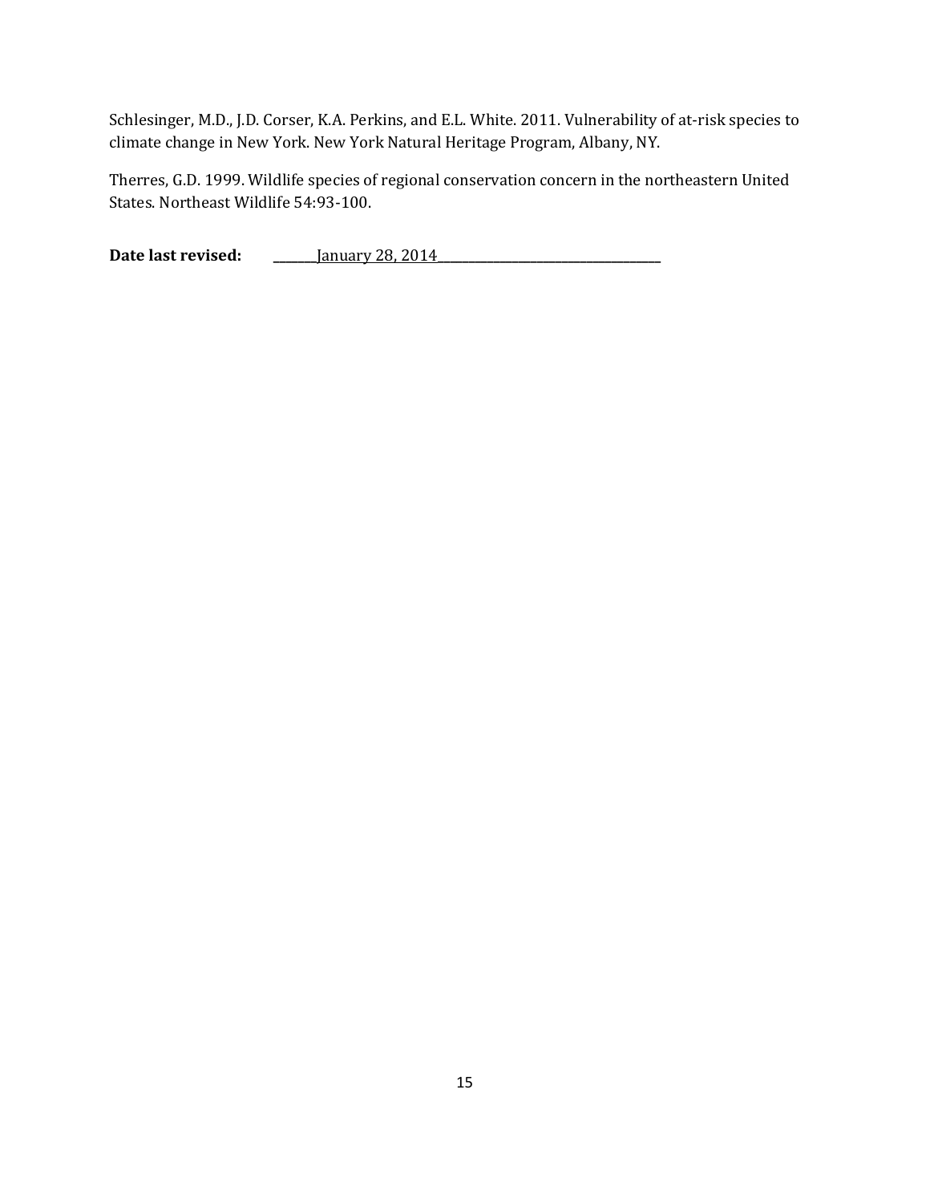Schlesinger, M.D., J.D. Corser, K.A. Perkins, and E.L. White. 2011. Vulnerability of at-risk species to climate change in New York. New York Natural Heritage Program, Albany, NY.

Therres, G.D. 1999. Wildlife species of regional conservation concern in the northeastern United States. Northeast Wildlife 54:93-100.

**Date last revised:** January 28, 2014